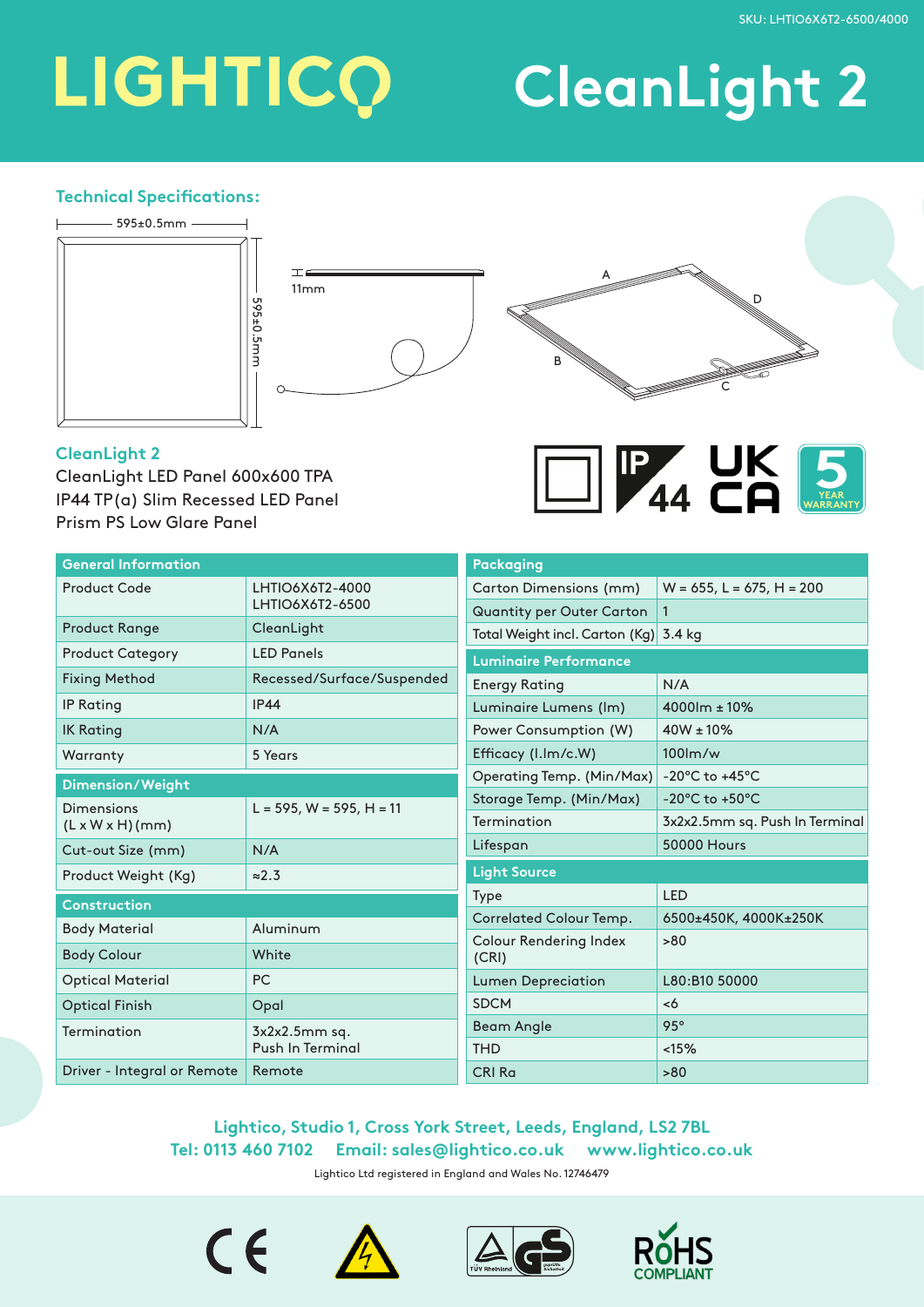SKU: LHTIO6X6T2-6500/4000

# LIGHTICO CleanLight 2

## Technical Specifications:

595±0.5mm

595±0.5mm

11mm

A B C D

## CleanLight 2

CleanLight LED Panel 600x600 TPA
IP44 TP(a) Slim Recessed LED Panel
Prism PS Low Glare Panel

IP44 | UK CA | 5 YEAR WARRANTY

| General Information | |
|---|---|
| Product Code | LHTIO6X6T2-4000 LHTIO6X6T2-6500 |
| Product Range | CleanLight |
| Product Category | LED Panels |
| Fixing Method | Recessed/Surface/Suspended |
| IP Rating | IP44 |
| IK Rating | N/A |
| Warranty | 5 Years |

| Dimension/Weight | |
|---|---|
| Dimensions (L x W x H) (mm) | L = 595, W = 595, H = 11 |
| Cut-out Size (mm) | N/A |
| Product Weight (Kg) | ≈2.3 |

| Construction | |
|---|---|
| Body Material | Aluminum |
| Body Colour | White |
| Optical Material | PC |
| Optical Finish | Opal |
| Termination | 3x2x2.5mm sq. Push In Terminal |
| Driver - Integral or Remote | Remote |

| Packaging | |
|---|---|
| Carton Dimensions (mm) | W = 655, L = 675, H = 200 |
| Quantity per Outer Carton | 1 |
| Total Weight incl. Carton (Kg) | 3.4 kg |

| Luminaire Performance | |
|---|---|
| Energy Rating | N/A |
| Luminaire Lumens (lm) | 4000lm ± 10% |
| Power Consumption (W) | 40W ± 10% |
| Efficacy (l.lm/c.W) | 100lm/w |
| Operating Temp. (Min/Max) | -20°C to +45°C |
| Storage Temp. (Min/Max) | -20°C to +50°C |
| Termination | 3x2x2.5mm sq. Push In Terminal |
| Lifespan | 50000 Hours |

| Light Source | |
|---|---|
| Type | LED |
| Correlated Colour Temp. | 6500±450K, 4000K±250K |
| Colour Rendering Index (CRI) | >80 |
| Lumen Depreciation | L80:B10 50000 |
| SDCM | <6 |
| Beam Angle | 95° |
| THD | <15% |
| CRI Ra | >80 |

**Lightico, Studio 1, Cross York Street, Leeds, England, LS2 7BL**
**Tel: 0113 460 7102  Email: sales@lightico.co.uk  www.lightico.co.uk**

Lightico Ltd registered in England and Wales No. 12746479

CE | TÜV Rheinland GS | RoHS COMPLIANT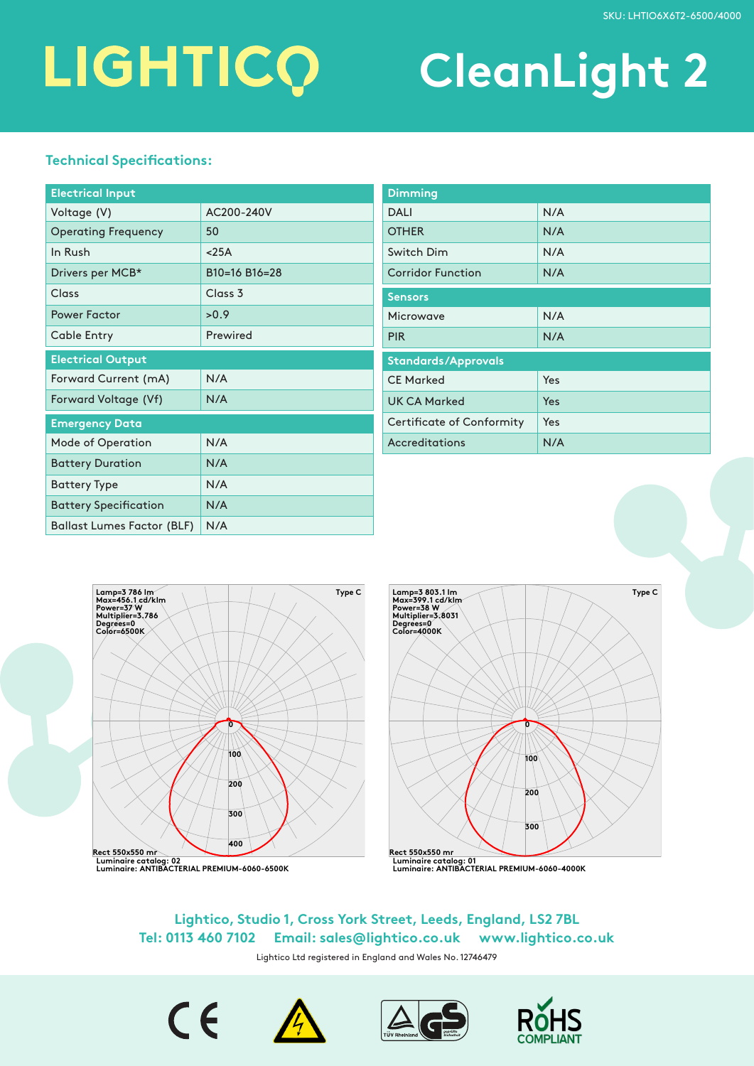SKU: LHTIO6X6T2-6500/4000

# LIGHTICO CleanLight 2

## Technical Specifications:

| Electrical Input | |
|---|---|
| Voltage (V) | AC200-240V |
| Operating Frequency | 50 |
| In Rush | <25A |
| Drivers per MCB* | B10=16 B16=28 |
| Class | Class 3 |
| Power Factor | >0.9 |
| Cable Entry | Prewired |

| Electrical Output | |
|---|---|
| Forward Current (mA) | N/A |
| Forward Voltage (Vf) | N/A |

| Emergency Data | |
|---|---|
| Mode of Operation | N/A |
| Battery Duration | N/A |
| Battery Type | N/A |
| Battery Specification | N/A |
| Ballast Lumes Factor (BLF) | N/A |

| Dimming | |
|---|---|
| DALI | N/A |
| OTHER | N/A |
| Switch Dim | N/A |
| Corridor Function | N/A |

| Sensors | |
|---|---|
| Microwave | N/A |
| PIR | N/A |

| Standards/Approvals | |
|---|---|
| CE Marked | Yes |
| UK CA Marked | Yes |
| Certificate of Conformity | Yes |
| Accreditations | N/A |

Lamp=3 786 lm
Max=456.1 cd/klm
Power=37 W
Multiplier=3.786
Degrees=0
Color=6500K
Type C
0
100
200
300
400
Rect 550x550 mr
Luminaire catalog: 02
Luminaire: ANTIBACTERIAL PREMIUM-6060-6500K

Lamp=3 803.1 lm
Max=399.1 cd/klm
Power=38 W
Multiplier=3.8031
Degrees=0
Color=4000K
Type C
0
100
200
300
Rect 550x550 mr
Luminaire catalog: 01
Luminaire: ANTIBACTERIAL PREMIUM-6060-4000K

Lightico, Studio 1, Cross York Street, Leeds, England, LS2 7BL
Tel: 0113 460 7102 Email: sales@lightico.co.uk www.lightico.co.uk

Lightico Ltd registered in England and Wales No. 12746479

CE | TÜV Rheinland GS | RoHS COMPLIANT